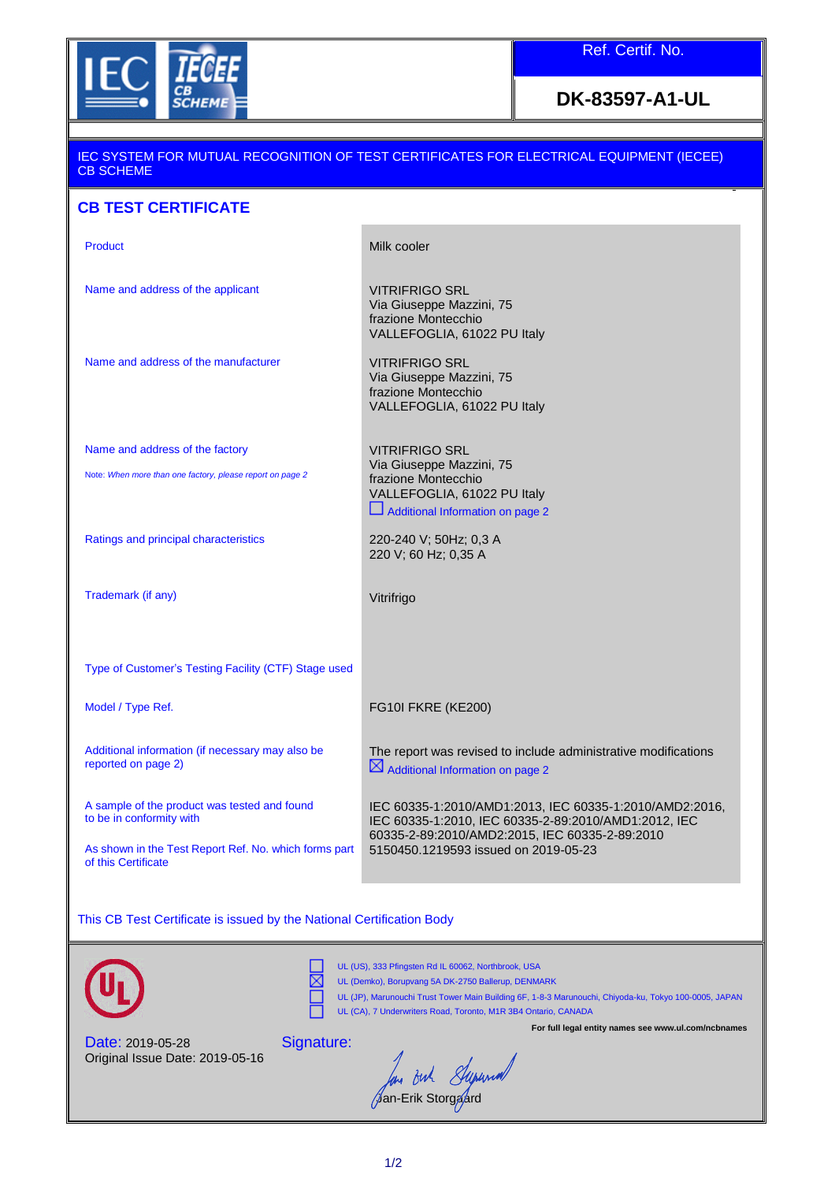Ref. Certif. No.

**DK-83597-A1-UL**

IEC SYSTEM FOR MUTUAL RECOGNITION OF TEST CERTIFICATES FOR ELECTRICAL EQUIPMENT (IECEE) CB SCHEME

## CB TEST CERTIFICATE

| | |
|---|---|
| Product | Milk cooler |
| Name and address of the applicant | VITRIFRIGO SRL<br>Via Giuseppe Mazzini, 75<br>frazione Montecchio<br>VALLEFOGLIA, 61022 PU Italy |
| Name and address of the manufacturer | VITRIFRIGO SRL<br>Via Giuseppe Mazzini, 75<br>frazione Montecchio<br>VALLEFOGLIA, 61022 PU Italy |
| Name and address of the factory<br>Note: *When more than one factory, please report on page 2* | VITRIFRIGO SRL<br>Via Giuseppe Mazzini, 75<br>frazione Montecchio<br>VALLEFOGLIA, 61022 PU Italy<br>☐ Additional Information on page 2 |
| Ratings and principal characteristics | 220-240 V; 50Hz; 0,3 A<br>220 V; 60 Hz; 0,35 A |
| Trademark (if any) | Vitrifrigo |
| Type of Customer's Testing Facility (CTF) Stage used | |
| Model / Type Ref. | FG10I FKRE (KE200) |
| Additional information (if necessary may also be reported on page 2) | The report was revised to include administrative modifications<br>☒ Additional Information on page 2 |
| A sample of the product was tested and found to be in conformity with | IEC 60335-1:2010/AMD1:2013, IEC 60335-1:2010/AMD2:2016, IEC 60335-1:2010, IEC 60335-2-89:2010/AMD1:2012, IEC 60335-2-89:2010/AMD2:2015, IEC 60335-2-89:2010 |
| As shown in the Test Report Ref. No. which forms part of this Certificate | 5150450.1219593 issued on 2019-05-23 |

This CB Test Certificate is issued by the National Certification Body

- ☐ UL (US), 333 Pfingsten Rd IL 60062, Northbrook, USA
- ☒ UL (Demko), Borupvang 5A DK-2750 Ballerup, DENMARK
- ☐ UL (JP), Marunouchi Trust Tower Main Building 6F, 1-8-3 Marunouchi, Chiyoda-ku, Tokyo 100-0005, JAPAN
- ☐ UL (CA), 7 Underwriters Road, Toronto, M1R 3B4 Ontario, CANADA

**For full legal entity names see www.ul.com/ncbnames**

Date: 2019-05-28
Original Issue Date: 2019-05-16

Signature:

Jan-Erik Storgaard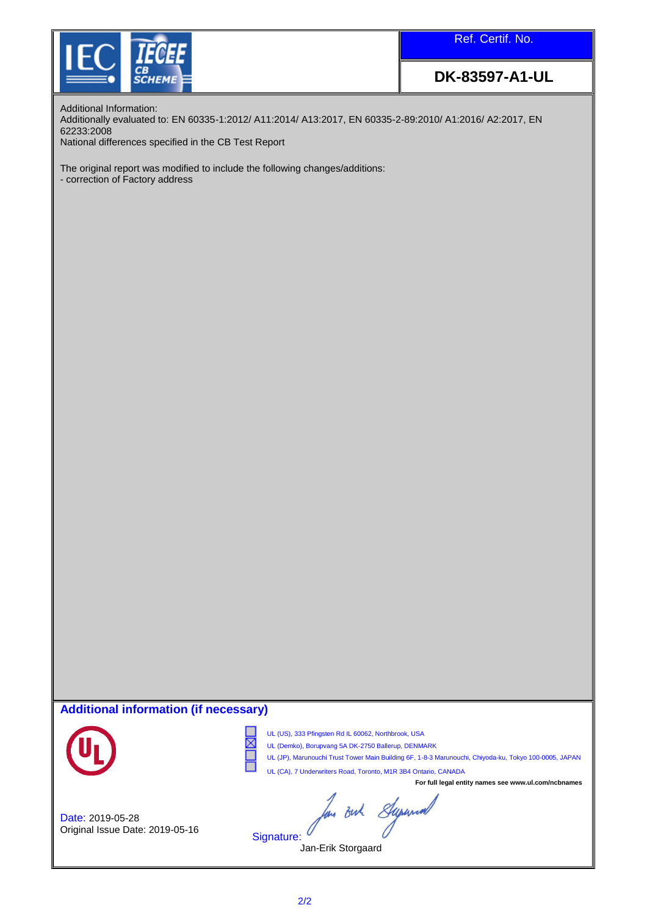Ref. Certif. No.

**DK-83597-A1-UL**

Additional Information:
Additionally evaluated to: EN 60335-1:2012/ A11:2014/ A13:2017, EN 60335-2-89:2010/ A1:2016/ A2:2017, EN 62233:2008
National differences specified in the CB Test Report

The original report was modified to include the following changes/additions:
- correction of Factory address

## Additional information (if necessary)

- ☐ UL (US), 333 Pfingsten Rd IL 60062, Northbrook, USA
- ☒ UL (Demko), Borupvang 5A DK-2750 Ballerup, DENMARK
- ☐ UL (JP), Marunouchi Trust Tower Main Building 6F, 1-8-3 Marunouchi, Chiyoda-ku, Tokyo 100-0005, JAPAN
- ☐ UL (CA), 7 Underwriters Road, Toronto, M1R 3B4 Ontario, CANADA

**For full legal entity names see www.ul.com/ncbnames**

Date: 2019-05-28
Original Issue Date: 2019-05-16

Signature:
Jan-Erik Storgaard